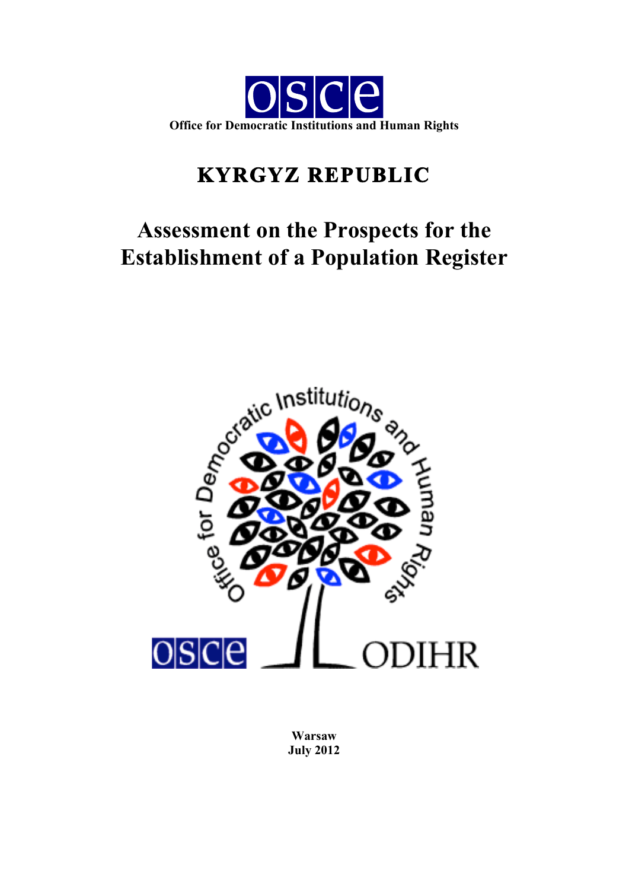OSCE

Office for Democratic Institutions and Human Rights

# KYRGYZ REPUBLIC

# Assessment on the Prospects for the Establishment of a Population Register

**Warsaw**
**July 2012**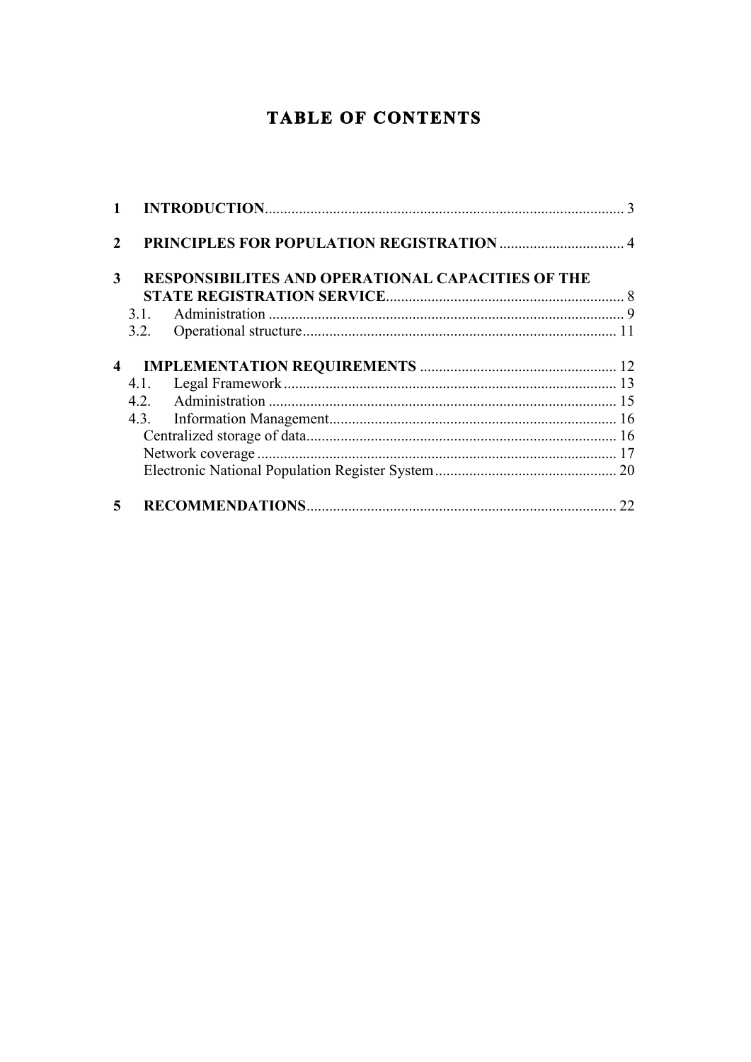# TABLE OF CONTENTS

**1 INTRODUCTION** .................................................. 3

**2 PRINCIPLES FOR POPULATION REGISTRATION** .................................................. 4

**3 RESPONSIBILITES AND OPERATIONAL CAPACITIES OF THE STATE REGISTRATION SERVICE** .................................................. 8

- 3.1. Administration .................................................. 9
- 3.2. Operational structure .................................................. 11

**4 IMPLEMENTATION REQUIREMENTS** .................................................. 12

- 4.1. Legal Framework .................................................. 13
- 4.2. Administration .................................................. 15
- 4.3. Information Management .................................................. 16
  - Centralized storage of data .................................................. 16
  - Network coverage .................................................. 17
  - Electronic National Population Register System .................................................. 20

**5 RECOMMENDATIONS** .................................................. 22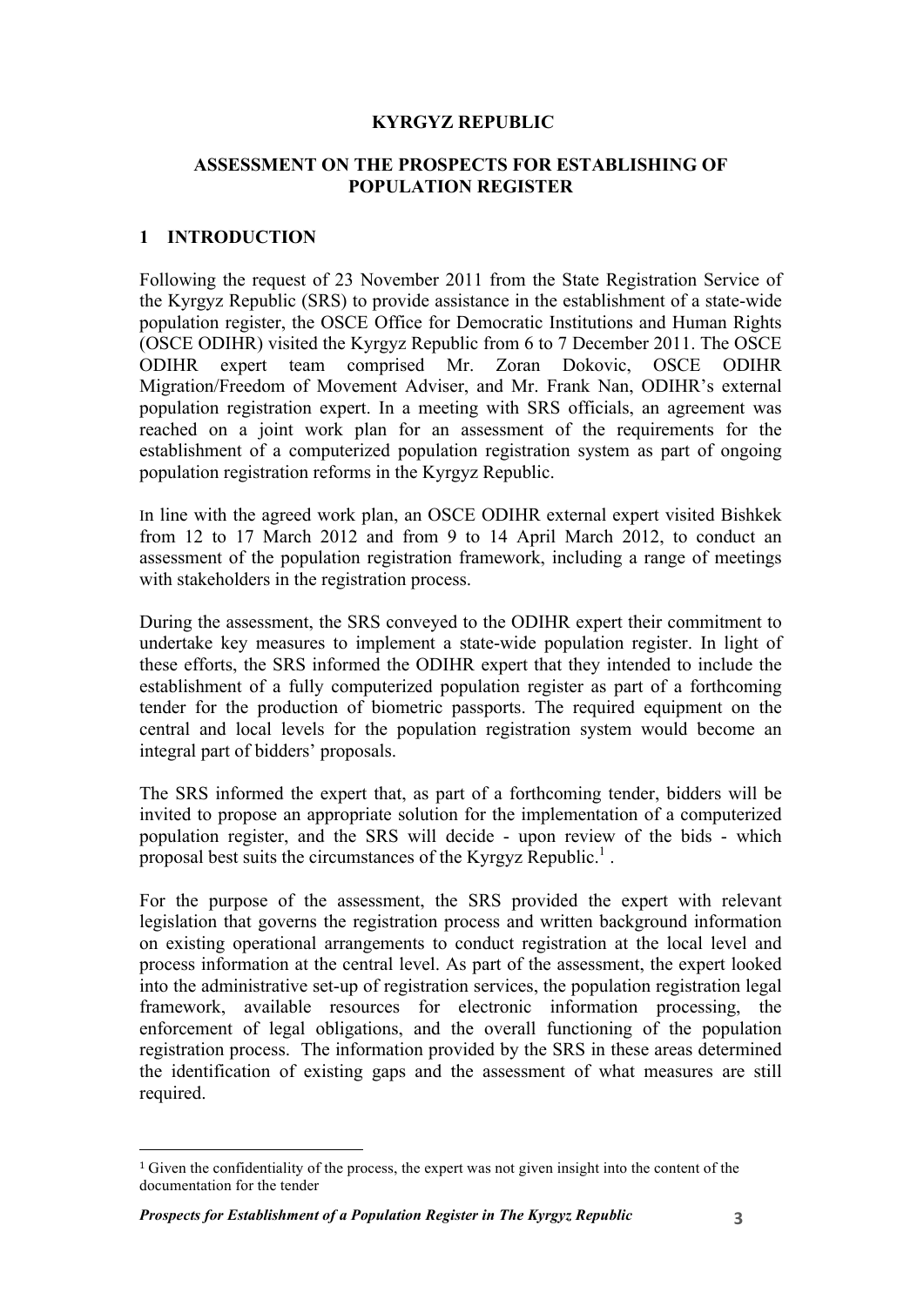**KYRGYZ REPUBLIC**

**ASSESSMENT ON THE PROSPECTS FOR ESTABLISHING OF POPULATION REGISTER**

## 1 INTRODUCTION

Following the request of 23 November 2011 from the State Registration Service of the Kyrgyz Republic (SRS) to provide assistance in the establishment of a state-wide population register, the OSCE Office for Democratic Institutions and Human Rights (OSCE ODIHR) visited the Kyrgyz Republic from 6 to 7 December 2011. The OSCE ODIHR expert team comprised Mr. Zoran Dokovic, OSCE ODIHR Migration/Freedom of Movement Adviser, and Mr. Frank Nan, ODIHR's external population registration expert. In a meeting with SRS officials, an agreement was reached on a joint work plan for an assessment of the requirements for the establishment of a computerized population registration system as part of ongoing population registration reforms in the Kyrgyz Republic.

In line with the agreed work plan, an OSCE ODIHR external expert visited Bishkek from 12 to 17 March 2012 and from 9 to 14 April March 2012, to conduct an assessment of the population registration framework, including a range of meetings with stakeholders in the registration process.

During the assessment, the SRS conveyed to the ODIHR expert their commitment to undertake key measures to implement a state-wide population register. In light of these efforts, the SRS informed the ODIHR expert that they intended to include the establishment of a fully computerized population register as part of a forthcoming tender for the production of biometric passports. The required equipment on the central and local levels for the population registration system would become an integral part of bidders' proposals.

The SRS informed the expert that, as part of a forthcoming tender, bidders will be invited to propose an appropriate solution for the implementation of a computerized population register, and the SRS will decide - upon review of the bids - which proposal best suits the circumstances of the Kyrgyz Republic.[1] .

For the purpose of the assessment, the SRS provided the expert with relevant legislation that governs the registration process and written background information on existing operational arrangements to conduct registration at the local level and process information at the central level. As part of the assessment, the expert looked into the administrative set-up of registration services, the population registration legal framework, available resources for electronic information processing, the enforcement of legal obligations, and the overall functioning of the population registration process. The information provided by the SRS in these areas determined the identification of existing gaps and the assessment of what measures are still required.

---

[1] Given the confidentiality of the process, the expert was not given insight into the content of the documentation for the tender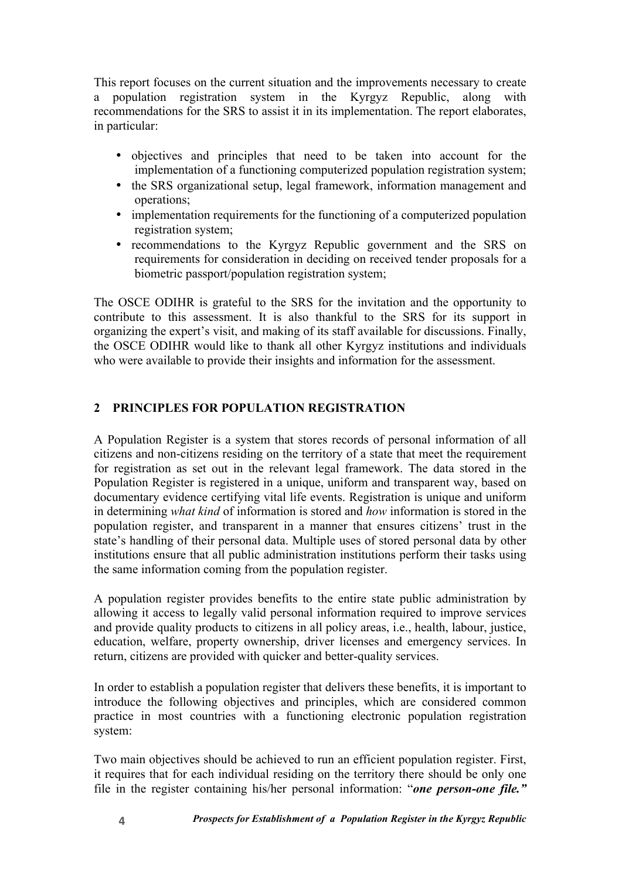This report focuses on the current situation and the improvements necessary to create a population registration system in the Kyrgyz Republic, along with recommendations for the SRS to assist it in its implementation. The report elaborates, in particular:

- objectives and principles that need to be taken into account for the implementation of a functioning computerized population registration system;
- the SRS organizational setup, legal framework, information management and operations;
- implementation requirements for the functioning of a computerized population registration system;
- recommendations to the Kyrgyz Republic government and the SRS on requirements for consideration in deciding on received tender proposals for a biometric passport/population registration system;

The OSCE ODIHR is grateful to the SRS for the invitation and the opportunity to contribute to this assessment. It is also thankful to the SRS for its support in organizing the expert's visit, and making of its staff available for discussions. Finally, the OSCE ODIHR would like to thank all other Kyrgyz institutions and individuals who were available to provide their insights and information for the assessment.

## 2 PRINCIPLES FOR POPULATION REGISTRATION

A Population Register is a system that stores records of personal information of all citizens and non-citizens residing on the territory of a state that meet the requirement for registration as set out in the relevant legal framework. The data stored in the Population Register is registered in a unique, uniform and transparent way, based on documentary evidence certifying vital life events. Registration is unique and uniform in determining *what kind* of information is stored and *how* information is stored in the population register, and transparent in a manner that ensures citizens' trust in the state's handling of their personal data. Multiple uses of stored personal data by other institutions ensure that all public administration institutions perform their tasks using the same information coming from the population register.

A population register provides benefits to the entire state public administration by allowing it access to legally valid personal information required to improve services and provide quality products to citizens in all policy areas, i.e., health, labour, justice, education, welfare, property ownership, driver licenses and emergency services. In return, citizens are provided with quicker and better-quality services.

In order to establish a population register that delivers these benefits, it is important to introduce the following objectives and principles, which are considered common practice in most countries with a functioning electronic population registration system:

Two main objectives should be achieved to run an efficient population register. First, it requires that for each individual residing on the territory there should be only one file in the register containing his/her personal information: "***one person-one file.***"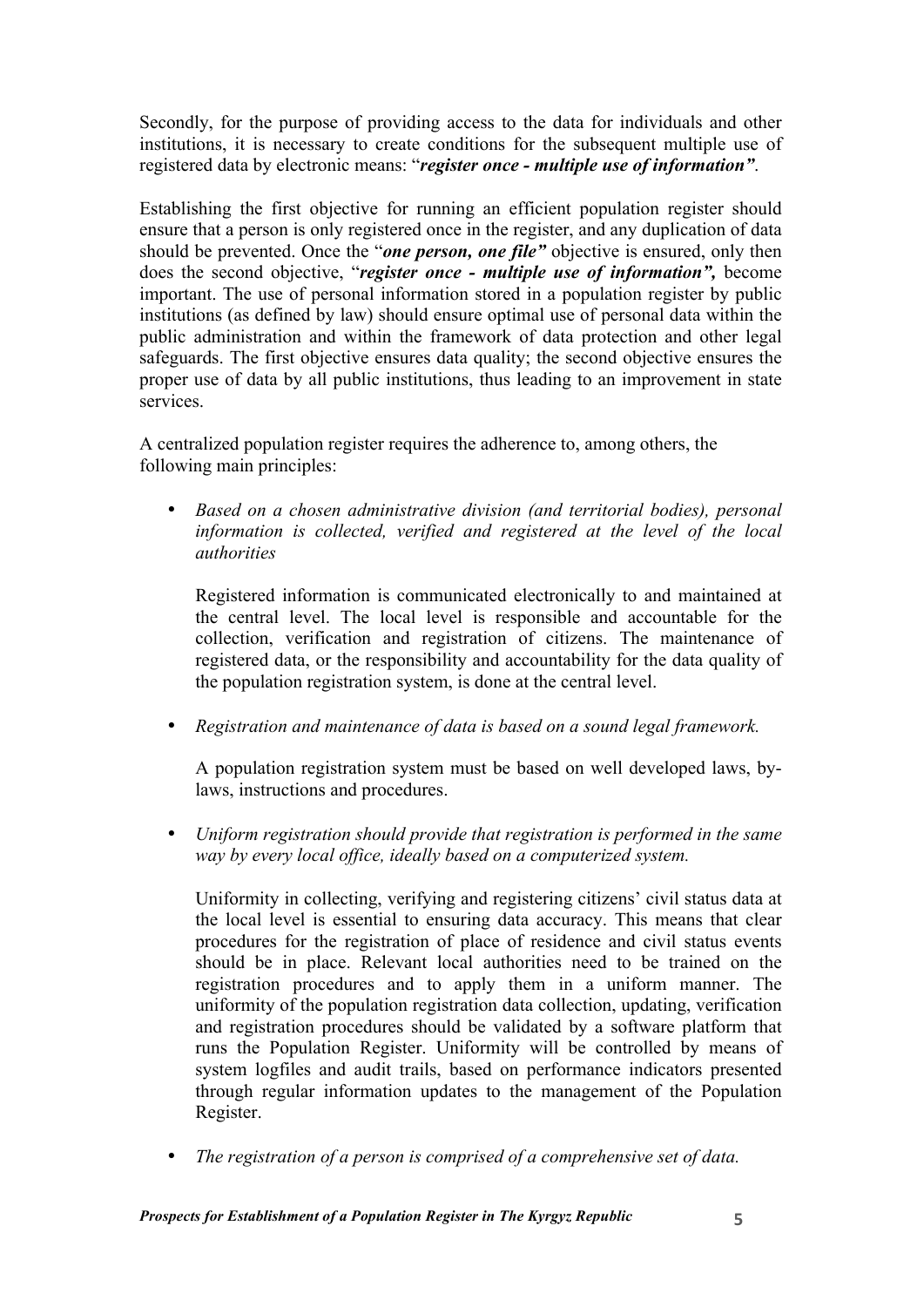Secondly, for the purpose of providing access to the data for individuals and other institutions, it is necessary to create conditions for the subsequent multiple use of registered data by electronic means: "***register once - multiple use of information"***.

Establishing the first objective for running an efficient population register should ensure that a person is only registered once in the register, and any duplication of data should be prevented. Once the "***one person, one file"*** objective is ensured, only then does the second objective, "***register once - multiple use of information",*** become important. The use of personal information stored in a population register by public institutions (as defined by law) should ensure optimal use of personal data within the public administration and within the framework of data protection and other legal safeguards. The first objective ensures data quality; the second objective ensures the proper use of data by all public institutions, thus leading to an improvement in state services.

A centralized population register requires the adherence to, among others, the following main principles:

- *Based on a chosen administrative division (and territorial bodies), personal information is collected, verified and registered at the level of the local authorities*

  Registered information is communicated electronically to and maintained at the central level. The local level is responsible and accountable for the collection, verification and registration of citizens. The maintenance of registered data, or the responsibility and accountability for the data quality of the population registration system, is done at the central level.

- *Registration and maintenance of data is based on a sound legal framework.*

  A population registration system must be based on well developed laws, by-laws, instructions and procedures.

- *Uniform registration should provide that registration is performed in the same way by every local office, ideally based on a computerized system.*

  Uniformity in collecting, verifying and registering citizens' civil status data at the local level is essential to ensuring data accuracy. This means that clear procedures for the registration of place of residence and civil status events should be in place. Relevant local authorities need to be trained on the registration procedures and to apply them in a uniform manner. The uniformity of the population registration data collection, updating, verification and registration procedures should be validated by a software platform that runs the Population Register. Uniformity will be controlled by means of system logfiles and audit trails, based on performance indicators presented through regular information updates to the management of the Population Register.

- *The registration of a person is comprised of a comprehensive set of data.*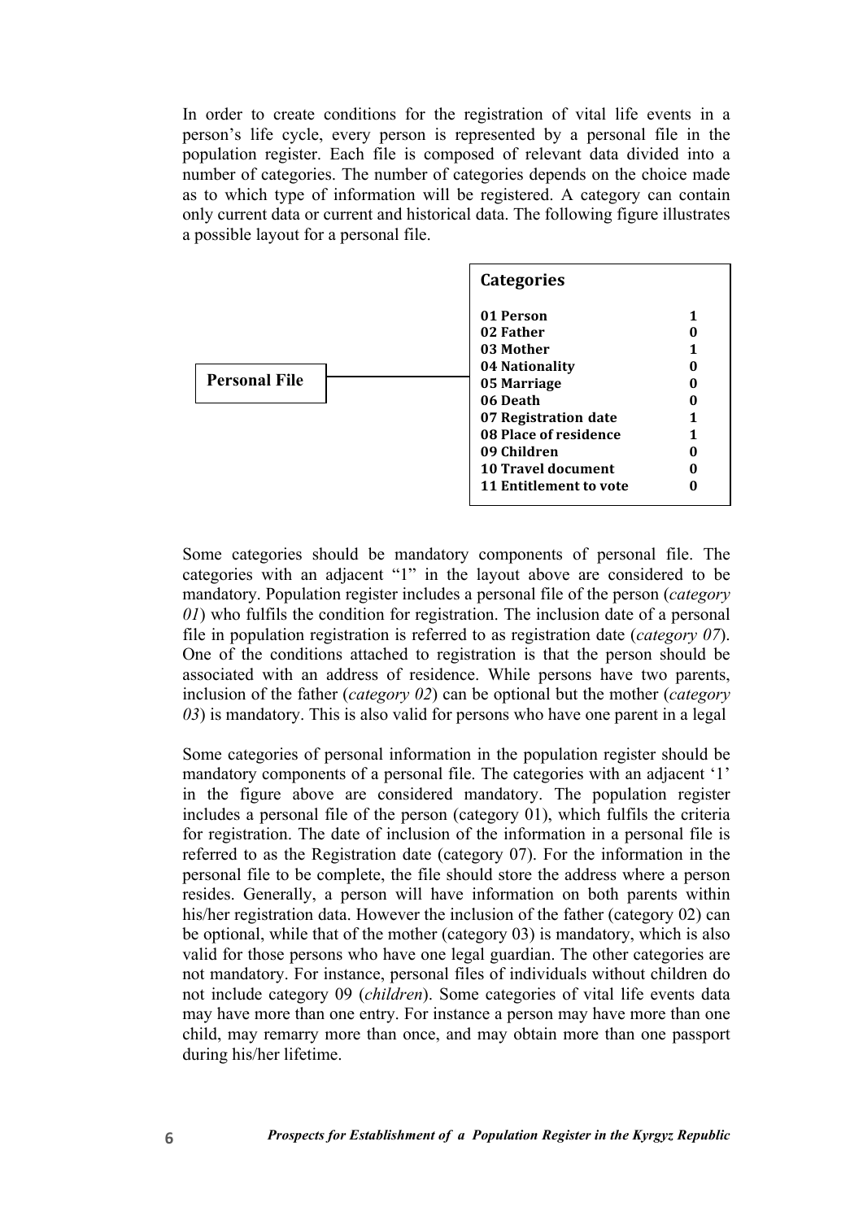In order to create conditions for the registration of vital life events in a person's life cycle, every person is represented by a personal file in the population register. Each file is composed of relevant data divided into a number of categories. The number of categories depends on the choice made as to which type of information will be registered. A category can contain only current data or current and historical data. The following figure illustrates a possible layout for a personal file.

**Personal File**

| **Categories** | |
|---|---|
| **01 Person** | **1** |
| **02 Father** | **0** |
| **03 Mother** | **1** |
| **04 Nationality** | **0** |
| **05 Marriage** | **0** |
| **06 Death** | **0** |
| **07 Registration date** | **1** |
| **08 Place of residence** | **1** |
| **09 Children** | **0** |
| **10 Travel document** | **0** |
| **11 Entitlement to vote** | **0** |

Some categories should be mandatory components of personal file. The categories with an adjacent "1" in the layout above are considered to be mandatory. Population register includes a personal file of the person (*category 01*) who fulfils the condition for registration. The inclusion date of a personal file in population registration is referred to as registration date (*category 07*). One of the conditions attached to registration is that the person should be associated with an address of residence. While persons have two parents, inclusion of the father (*category 02*) can be optional but the mother (*category 03*) is mandatory. This is also valid for persons who have one parent in a legal

Some categories of personal information in the population register should be mandatory components of a personal file. The categories with an adjacent '1' in the figure above are considered mandatory. The population register includes a personal file of the person (category 01), which fulfils the criteria for registration. The date of inclusion of the information in a personal file is referred to as the Registration date (category 07). For the information in the personal file to be complete, the file should store the address where a person resides. Generally, a person will have information on both parents within his/her registration data. However the inclusion of the father (category 02) can be optional, while that of the mother (category 03) is mandatory, which is also valid for those persons who have one legal guardian. The other categories are not mandatory. For instance, personal files of individuals without children do not include category 09 (*children*). Some categories of vital life events data may have more than one entry. For instance a person may have more than one child, may remarry more than once, and may obtain more than one passport during his/her lifetime.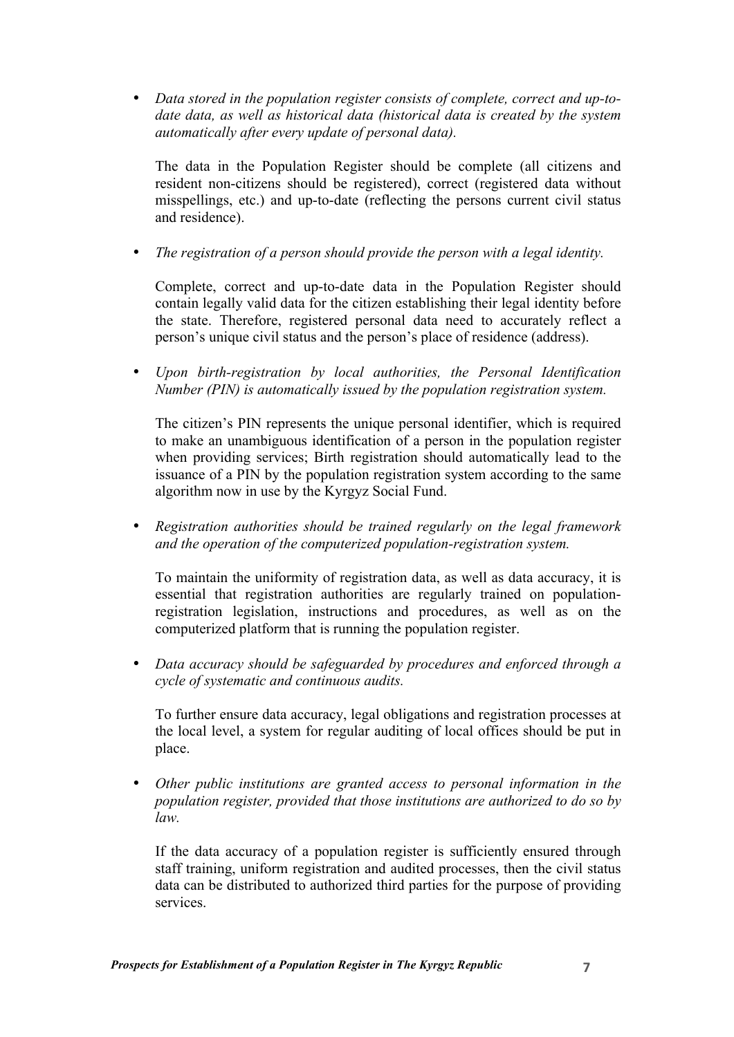- *Data stored in the population register consists of complete, correct and up-to-date data, as well as historical data (historical data is created by the system automatically after every update of personal data).*

  The data in the Population Register should be complete (all citizens and resident non-citizens should be registered), correct (registered data without misspellings, etc.) and up-to-date (reflecting the persons current civil status and residence).

- *The registration of a person should provide the person with a legal identity.*

  Complete, correct and up-to-date data in the Population Register should contain legally valid data for the citizen establishing their legal identity before the state. Therefore, registered personal data need to accurately reflect a person's unique civil status and the person's place of residence (address).

- *Upon birth-registration by local authorities, the Personal Identification Number (PIN) is automatically issued by the population registration system.*

  The citizen's PIN represents the unique personal identifier, which is required to make an unambiguous identification of a person in the population register when providing services; Birth registration should automatically lead to the issuance of a PIN by the population registration system according to the same algorithm now in use by the Kyrgyz Social Fund.

- *Registration authorities should be trained regularly on the legal framework and the operation of the computerized population-registration system.*

  To maintain the uniformity of registration data, as well as data accuracy, it is essential that registration authorities are regularly trained on population-registration legislation, instructions and procedures, as well as on the computerized platform that is running the population register.

- *Data accuracy should be safeguarded by procedures and enforced through a cycle of systematic and continuous audits.*

  To further ensure data accuracy, legal obligations and registration processes at the local level, a system for regular auditing of local offices should be put in place.

- *Other public institutions are granted access to personal information in the population register, provided that those institutions are authorized to do so by law.*

  If the data accuracy of a population register is sufficiently ensured through staff training, uniform registration and audited processes, then the civil status data can be distributed to authorized third parties for the purpose of providing services.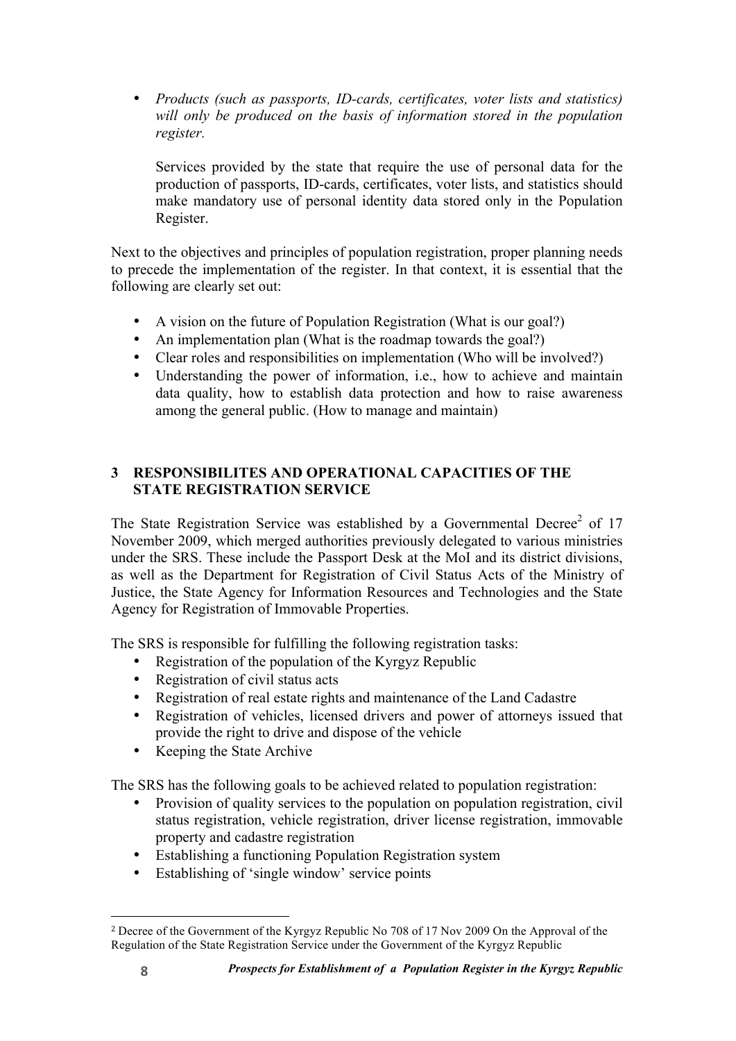- *Products (such as passports, ID-cards, certificates, voter lists and statistics) will only be produced on the basis of information stored in the population register.*

  Services provided by the state that require the use of personal data for the production of passports, ID-cards, certificates, voter lists, and statistics should make mandatory use of personal identity data stored only in the Population Register.

Next to the objectives and principles of population registration, proper planning needs to precede the implementation of the register. In that context, it is essential that the following are clearly set out:

- A vision on the future of Population Registration (What is our goal?)
- An implementation plan (What is the roadmap towards the goal?)
- Clear roles and responsibilities on implementation (Who will be involved?)
- Understanding the power of information, i.e., how to achieve and maintain data quality, how to establish data protection and how to raise awareness among the general public. (How to manage and maintain)

## 3 RESPONSIBILITES AND OPERATIONAL CAPACITIES OF THE STATE REGISTRATION SERVICE

The State Registration Service was established by a Governmental Decree[2] of 17 November 2009, which merged authorities previously delegated to various ministries under the SRS. These include the Passport Desk at the MoI and its district divisions, as well as the Department for Registration of Civil Status Acts of the Ministry of Justice, the State Agency for Information Resources and Technologies and the State Agency for Registration of Immovable Properties.

The SRS is responsible for fulfilling the following registration tasks:

- Registration of the population of the Kyrgyz Republic
- Registration of civil status acts
- Registration of real estate rights and maintenance of the Land Cadastre
- Registration of vehicles, licensed drivers and power of attorneys issued that provide the right to drive and dispose of the vehicle
- Keeping the State Archive

The SRS has the following goals to be achieved related to population registration:

- Provision of quality services to the population on population registration, civil status registration, vehicle registration, driver license registration, immovable property and cadastre registration
- Establishing a functioning Population Registration system
- Establishing of 'single window' service points

---

[2] Decree of the Government of the Kyrgyz Republic No 708 of 17 Nov 2009 On the Approval of the Regulation of the State Registration Service under the Government of the Kyrgyz Republic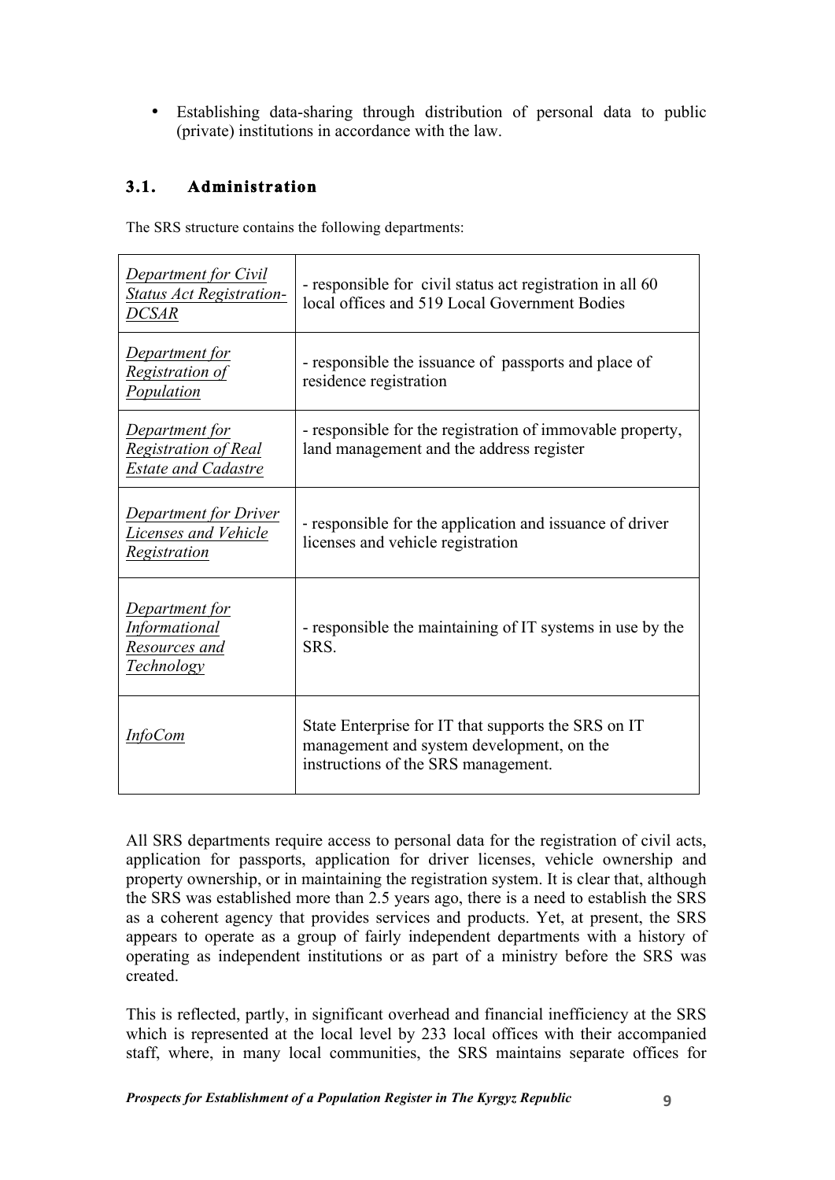- Establishing data-sharing through distribution of personal data to public (private) institutions in accordance with the law.

### 3.1. Administration

The SRS structure contains the following departments:

| | |
|---|---|
| *Department for Civil Status Act Registration- DCSAR* | - responsible for civil status act registration in all 60 local offices and 519 Local Government Bodies |
| *Department for Registration of Population* | - responsible the issuance of passports and place of residence registration |
| *Department for Registration of Real Estate and Cadastre* | - responsible for the registration of immovable property, land management and the address register |
| *Department for Driver Licenses and Vehicle Registration* | - responsible for the application and issuance of driver licenses and vehicle registration |
| *Department for Informational Resources and Technology* | - responsible the maintaining of IT systems in use by the SRS. |
| *InfoCom* | State Enterprise for IT that supports the SRS on IT management and system development, on the instructions of the SRS management. |

All SRS departments require access to personal data for the registration of civil acts, application for passports, application for driver licenses, vehicle ownership and property ownership, or in maintaining the registration system. It is clear that, although the SRS was established more than 2.5 years ago, there is a need to establish the SRS as a coherent agency that provides services and products. Yet, at present, the SRS appears to operate as a group of fairly independent departments with a history of operating as independent institutions or as part of a ministry before the SRS was created.

This is reflected, partly, in significant overhead and financial inefficiency at the SRS which is represented at the local level by 233 local offices with their accompanied staff, where, in many local communities, the SRS maintains separate offices for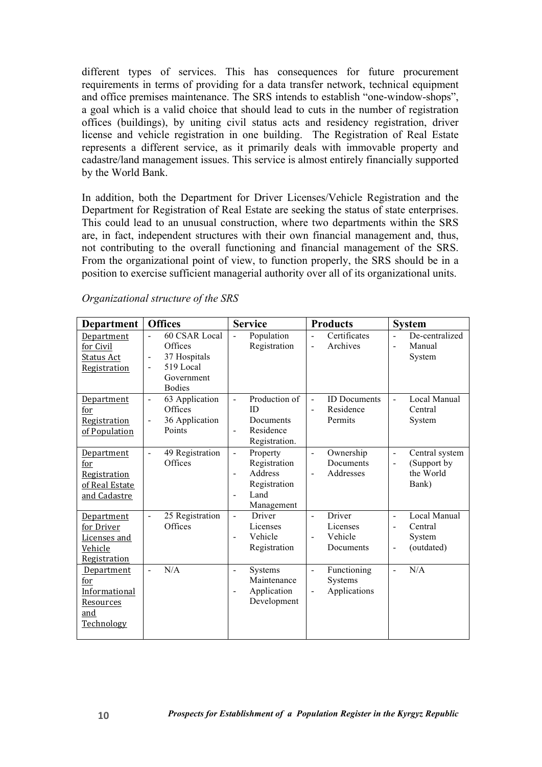different types of services. This has consequences for future procurement requirements in terms of providing for a data transfer network, technical equipment and office premises maintenance. The SRS intends to establish "one-window-shops", a goal which is a valid choice that should lead to cuts in the number of registration offices (buildings), by uniting civil status acts and residency registration, driver license and vehicle registration in one building. The Registration of Real Estate represents a different service, as it primarily deals with immovable property and cadastre/land management issues. This service is almost entirely financially supported by the World Bank.

In addition, both the Department for Driver Licenses/Vehicle Registration and the Department for Registration of Real Estate are seeking the status of state enterprises. This could lead to an unusual construction, where two departments within the SRS are, in fact, independent structures with their own financial management and, thus, not contributing to the overall functioning and financial management of the SRS. From the organizational point of view, to function properly, the SRS should be in a position to exercise sufficient managerial authority over all of its organizational units.

*Organizational structure of the SRS*

| Department | Offices | Service | Products | System |
|---|---|---|---|---|
| Department for Civil Status Act Registration | - 60 CSAR Local Offices<br>- 37 Hospitals<br>- 519 Local Government Bodies | - Population Registration | - Certificates<br>- Archives | - De-centralized<br>- Manual System |
| Department for Registration of Population | - 63 Application Offices<br>- 36 Application Points | - Production of ID Documents<br>- Residence Registration. | - ID Documents<br>- Residence Permits | - Local Manual Central System |
| Department for Registration of Real Estate and Cadastre | - 49 Registration Offices | - Property Registration<br>- Address Registration<br>- Land Management | - Ownership Documents<br>- Addresses | - Central system<br>- (Support by the World Bank) |
| Department for Driver Licenses and Vehicle Registration | - 25 Registration Offices | - Driver Licenses<br>- Vehicle Registration | - Driver Licenses<br>- Vehicle Documents | - Local Manual<br>- Central System<br>- (outdated) |
| Department for Informational Resources and Technology | - N/A | - Systems Maintenance<br>- Application Development | - Functioning Systems<br>- Applications | - N/A |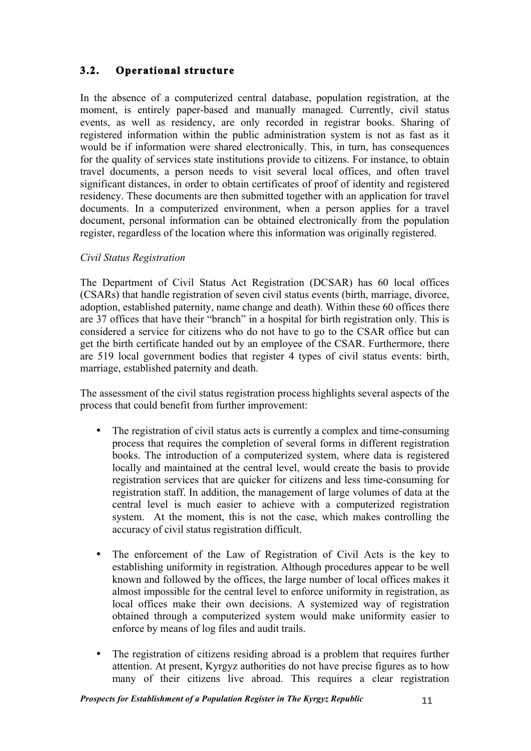### 3.2. Operational structure

In the absence of a computerized central database, population registration, at the moment, is entirely paper-based and manually managed. Currently, civil status events, as well as residency, are only recorded in registrar books. Sharing of registered information within the public administration system is not as fast as it would be if information were shared electronically. This, in turn, has consequences for the quality of services state institutions provide to citizens. For instance, to obtain travel documents, a person needs to visit several local offices, and often travel significant distances, in order to obtain certificates of proof of identity and registered residency. These documents are then submitted together with an application for travel documents. In a computerized environment, when a person applies for a travel document, personal information can be obtained electronically from the population register, regardless of the location where this information was originally registered.

*Civil Status Registration*

The Department of Civil Status Act Registration (DCSAR) has 60 local offices (CSARs) that handle registration of seven civil status events (birth, marriage, divorce, adoption, established paternity, name change and death). Within these 60 offices there are 37 offices that have their "branch" in a hospital for birth registration only. This is considered a service for citizens who do not have to go to the CSAR office but can get the birth certificate handed out by an employee of the CSAR. Furthermore, there are 519 local government bodies that register 4 types of civil status events: birth, marriage, established paternity and death.

The assessment of the civil status registration process highlights several aspects of the process that could benefit from further improvement:

- The registration of civil status acts is currently a complex and time-consuming process that requires the completion of several forms in different registration books. The introduction of a computerized system, where data is registered locally and maintained at the central level, would create the basis to provide registration services that are quicker for citizens and less time-consuming for registration staff. In addition, the management of large volumes of data at the central level is much easier to achieve with a computerized registration system. At the moment, this is not the case, which makes controlling the accuracy of civil status registration difficult.

- The enforcement of the Law of Registration of Civil Acts is the key to establishing uniformity in registration. Although procedures appear to be well known and followed by the offices, the large number of local offices makes it almost impossible for the central level to enforce uniformity in registration, as local offices make their own decisions. A systemized way of registration obtained through a computerized system would make uniformity easier to enforce by means of log files and audit trails.

- The registration of citizens residing abroad is a problem that requires further attention. At present, Kyrgyz authorities do not have precise figures as to how many of their citizens live abroad. This requires a clear registration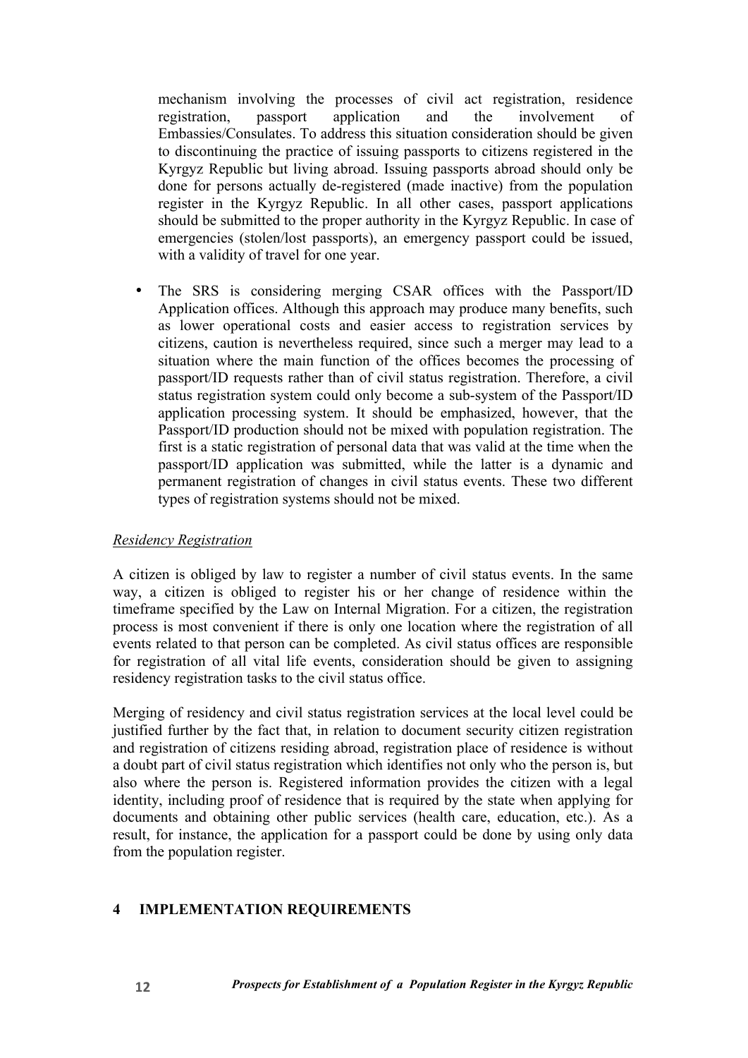mechanism involving the processes of civil act registration, residence registration, passport application and the involvement of Embassies/Consulates. To address this situation consideration should be given to discontinuing the practice of issuing passports to citizens registered in the Kyrgyz Republic but living abroad. Issuing passports abroad should only be done for persons actually de-registered (made inactive) from the population register in the Kyrgyz Republic. In all other cases, passport applications should be submitted to the proper authority in the Kyrgyz Republic. In case of emergencies (stolen/lost passports), an emergency passport could be issued, with a validity of travel for one year.

- The SRS is considering merging CSAR offices with the Passport/ID Application offices. Although this approach may produce many benefits, such as lower operational costs and easier access to registration services by citizens, caution is nevertheless required, since such a merger may lead to a situation where the main function of the offices becomes the processing of passport/ID requests rather than of civil status registration. Therefore, a civil status registration system could only become a sub-system of the Passport/ID application processing system. It should be emphasized, however, that the Passport/ID production should not be mixed with population registration. The first is a static registration of personal data that was valid at the time when the passport/ID application was submitted, while the latter is a dynamic and permanent registration of changes in civil status events. These two different types of registration systems should not be mixed.

*Residency Registration*

A citizen is obliged by law to register a number of civil status events. In the same way, a citizen is obliged to register his or her change of residence within the timeframe specified by the Law on Internal Migration. For a citizen, the registration process is most convenient if there is only one location where the registration of all events related to that person can be completed. As civil status offices are responsible for registration of all vital life events, consideration should be given to assigning residency registration tasks to the civil status office.

Merging of residency and civil status registration services at the local level could be justified further by the fact that, in relation to document security citizen registration and registration of citizens residing abroad, registration place of residence is without a doubt part of civil status registration which identifies not only who the person is, but also where the person is. Registered information provides the citizen with a legal identity, including proof of residence that is required by the state when applying for documents and obtaining other public services (health care, education, etc.). As a result, for instance, the application for a passport could be done by using only data from the population register.

## 4 IMPLEMENTATION REQUIREMENTS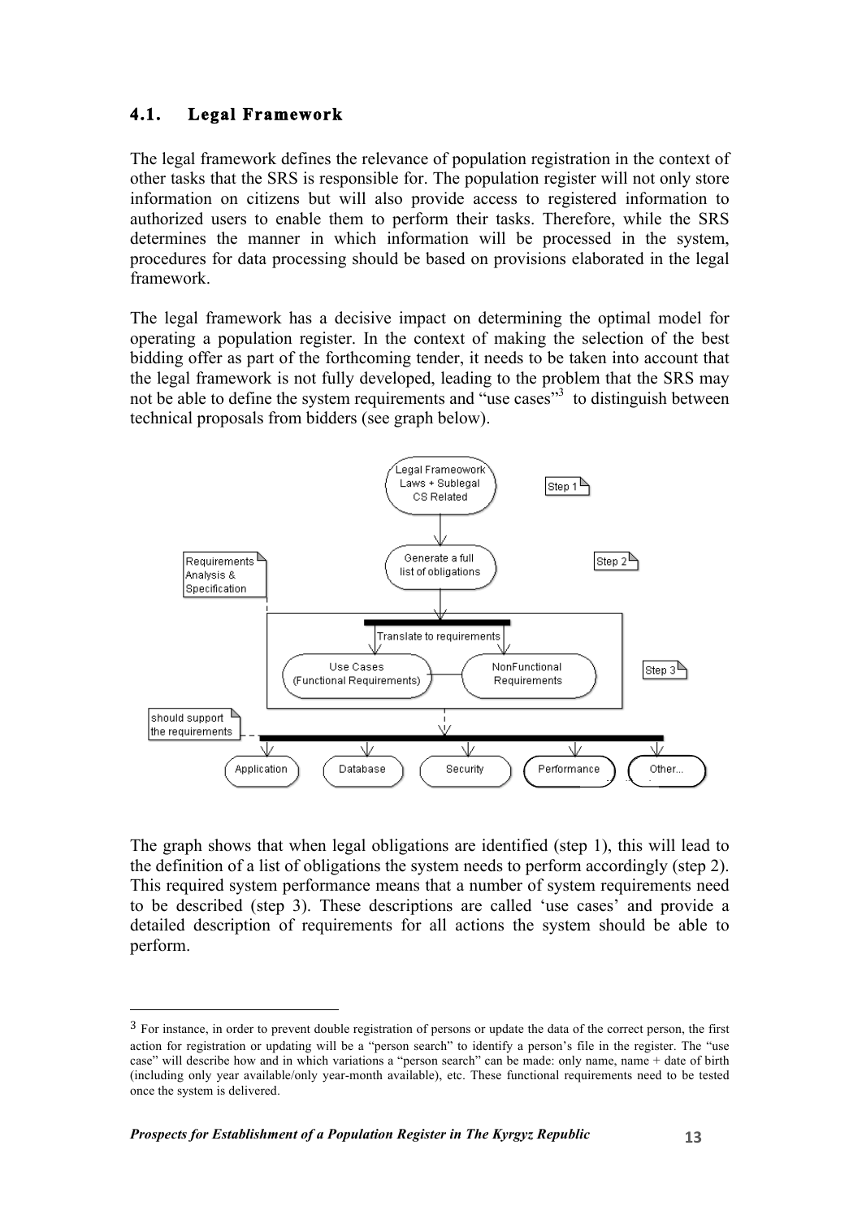### 4.1. Legal Framework

The legal framework defines the relevance of population registration in the context of other tasks that the SRS is responsible for. The population register will not only store information on citizens but will also provide access to registered information to authorized users to enable them to perform their tasks. Therefore, while the SRS determines the manner in which information will be processed in the system, procedures for data processing should be based on provisions elaborated in the legal framework.

The legal framework has a decisive impact on determining the optimal model for operating a population register. In the context of making the selection of the best bidding offer as part of the forthcoming tender, it needs to be taken into account that the legal framework is not fully developed, leading to the problem that the SRS may not be able to define the system requirements and "use cases"[3] to distinguish between technical proposals from bidders (see graph below).

The graph shows that when legal obligations are identified (step 1), this will lead to the definition of a list of obligations the system needs to perform accordingly (step 2). This required system performance means that a number of system requirements need to be described (step 3). These descriptions are called 'use cases' and provide a detailed description of requirements for all actions the system should be able to perform.

---

[3] For instance, in order to prevent double registration of persons or update the data of the correct person, the first action for registration or updating will be a "person search" to identify a person's file in the register. The "use case" will describe how and in which variations a "person search" can be made: only name, name + date of birth (including only year available/only year-month available), etc. These functional requirements need to be tested once the system is delivered.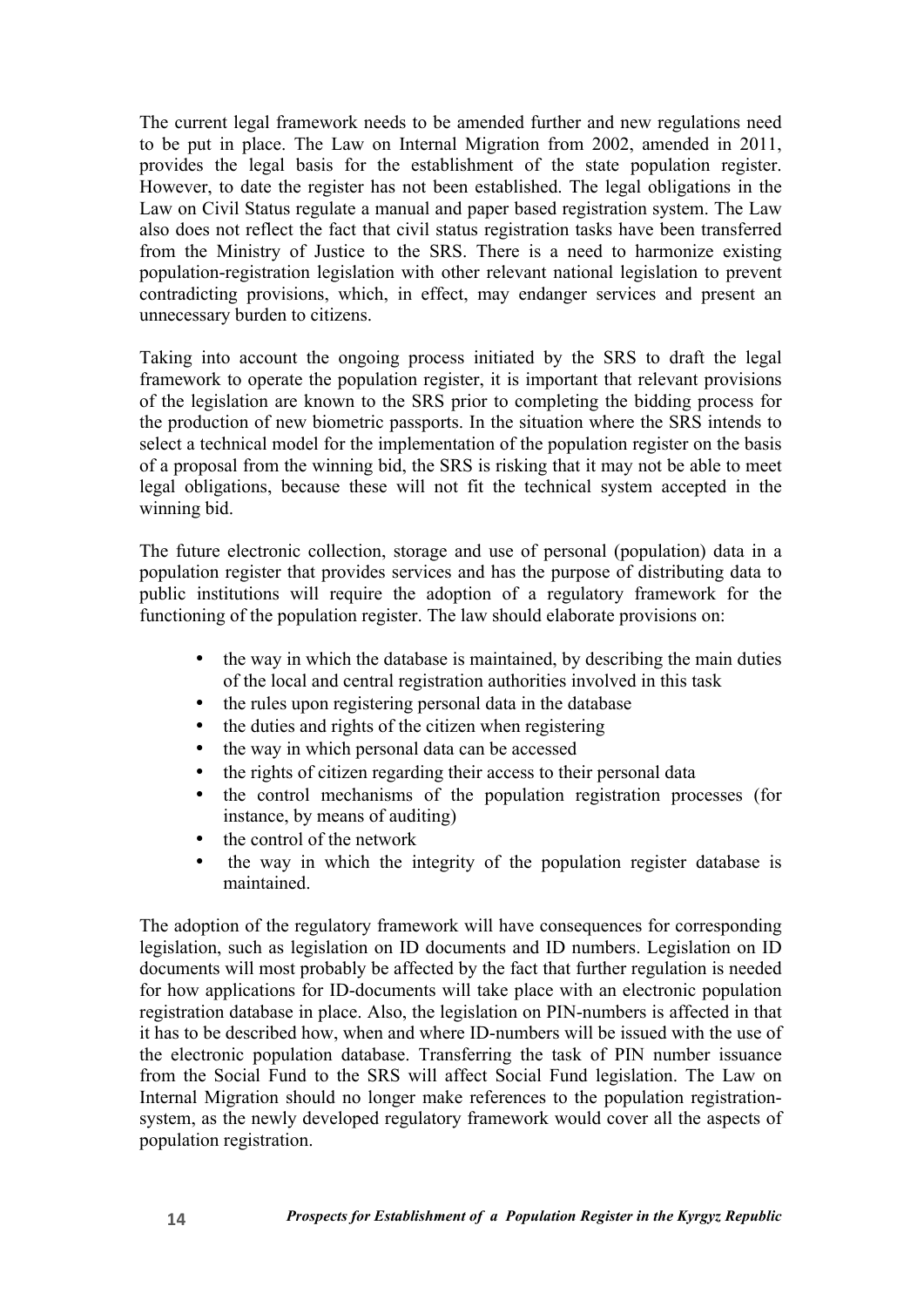The current legal framework needs to be amended further and new regulations need to be put in place. The Law on Internal Migration from 2002, amended in 2011, provides the legal basis for the establishment of the state population register. However, to date the register has not been established. The legal obligations in the Law on Civil Status regulate a manual and paper based registration system. The Law also does not reflect the fact that civil status registration tasks have been transferred from the Ministry of Justice to the SRS. There is a need to harmonize existing population-registration legislation with other relevant national legislation to prevent contradicting provisions, which, in effect, may endanger services and present an unnecessary burden to citizens.

Taking into account the ongoing process initiated by the SRS to draft the legal framework to operate the population register, it is important that relevant provisions of the legislation are known to the SRS prior to completing the bidding process for the production of new biometric passports. In the situation where the SRS intends to select a technical model for the implementation of the population register on the basis of a proposal from the winning bid, the SRS is risking that it may not be able to meet legal obligations, because these will not fit the technical system accepted in the winning bid.

The future electronic collection, storage and use of personal (population) data in a population register that provides services and has the purpose of distributing data to public institutions will require the adoption of a regulatory framework for the functioning of the population register. The law should elaborate provisions on:

- the way in which the database is maintained, by describing the main duties of the local and central registration authorities involved in this task
- the rules upon registering personal data in the database
- the duties and rights of the citizen when registering
- the way in which personal data can be accessed
- the rights of citizen regarding their access to their personal data
- the control mechanisms of the population registration processes (for instance, by means of auditing)
- the control of the network
- the way in which the integrity of the population register database is maintained.

The adoption of the regulatory framework will have consequences for corresponding legislation, such as legislation on ID documents and ID numbers. Legislation on ID documents will most probably be affected by the fact that further regulation is needed for how applications for ID-documents will take place with an electronic population registration database in place. Also, the legislation on PIN-numbers is affected in that it has to be described how, when and where ID-numbers will be issued with the use of the electronic population database. Transferring the task of PIN number issuance from the Social Fund to the SRS will affect Social Fund legislation. The Law on Internal Migration should no longer make references to the population registration-system, as the newly developed regulatory framework would cover all the aspects of population registration.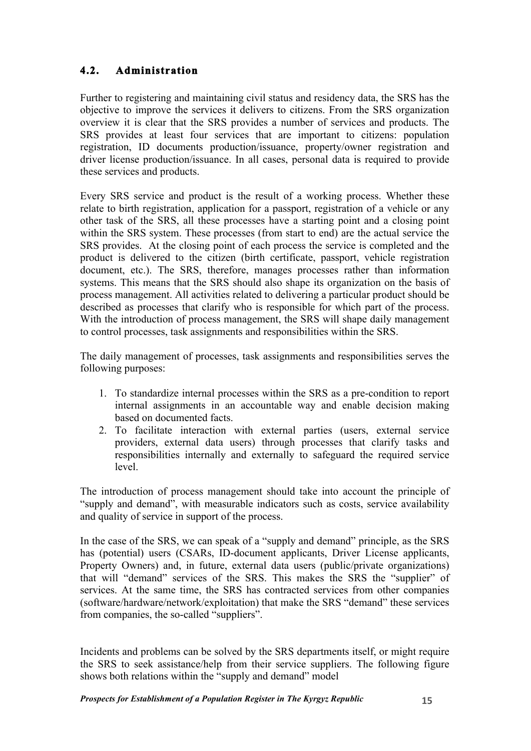### 4.2. Administration

Further to registering and maintaining civil status and residency data, the SRS has the objective to improve the services it delivers to citizens. From the SRS organization overview it is clear that the SRS provides a number of services and products. The SRS provides at least four services that are important to citizens: population registration, ID documents production/issuance, property/owner registration and driver license production/issuance. In all cases, personal data is required to provide these services and products.

Every SRS service and product is the result of a working process. Whether these relate to birth registration, application for a passport, registration of a vehicle or any other task of the SRS, all these processes have a starting point and a closing point within the SRS system. These processes (from start to end) are the actual service the SRS provides. At the closing point of each process the service is completed and the product is delivered to the citizen (birth certificate, passport, vehicle registration document, etc.). The SRS, therefore, manages processes rather than information systems. This means that the SRS should also shape its organization on the basis of process management. All activities related to delivering a particular product should be described as processes that clarify who is responsible for which part of the process. With the introduction of process management, the SRS will shape daily management to control processes, task assignments and responsibilities within the SRS.

The daily management of processes, task assignments and responsibilities serves the following purposes:

1. To standardize internal processes within the SRS as a pre-condition to report internal assignments in an accountable way and enable decision making based on documented facts.
2. To facilitate interaction with external parties (users, external service providers, external data users) through processes that clarify tasks and responsibilities internally and externally to safeguard the required service level.

The introduction of process management should take into account the principle of "supply and demand", with measurable indicators such as costs, service availability and quality of service in support of the process.

In the case of the SRS, we can speak of a "supply and demand" principle, as the SRS has (potential) users (CSARs, ID-document applicants, Driver License applicants, Property Owners) and, in future, external data users (public/private organizations) that will "demand" services of the SRS. This makes the SRS the "supplier" of services. At the same time, the SRS has contracted services from other companies (software/hardware/network/exploitation) that make the SRS "demand" these services from companies, the so-called "suppliers".

Incidents and problems can be solved by the SRS departments itself, or might require the SRS to seek assistance/help from their service suppliers. The following figure shows both relations within the "supply and demand" model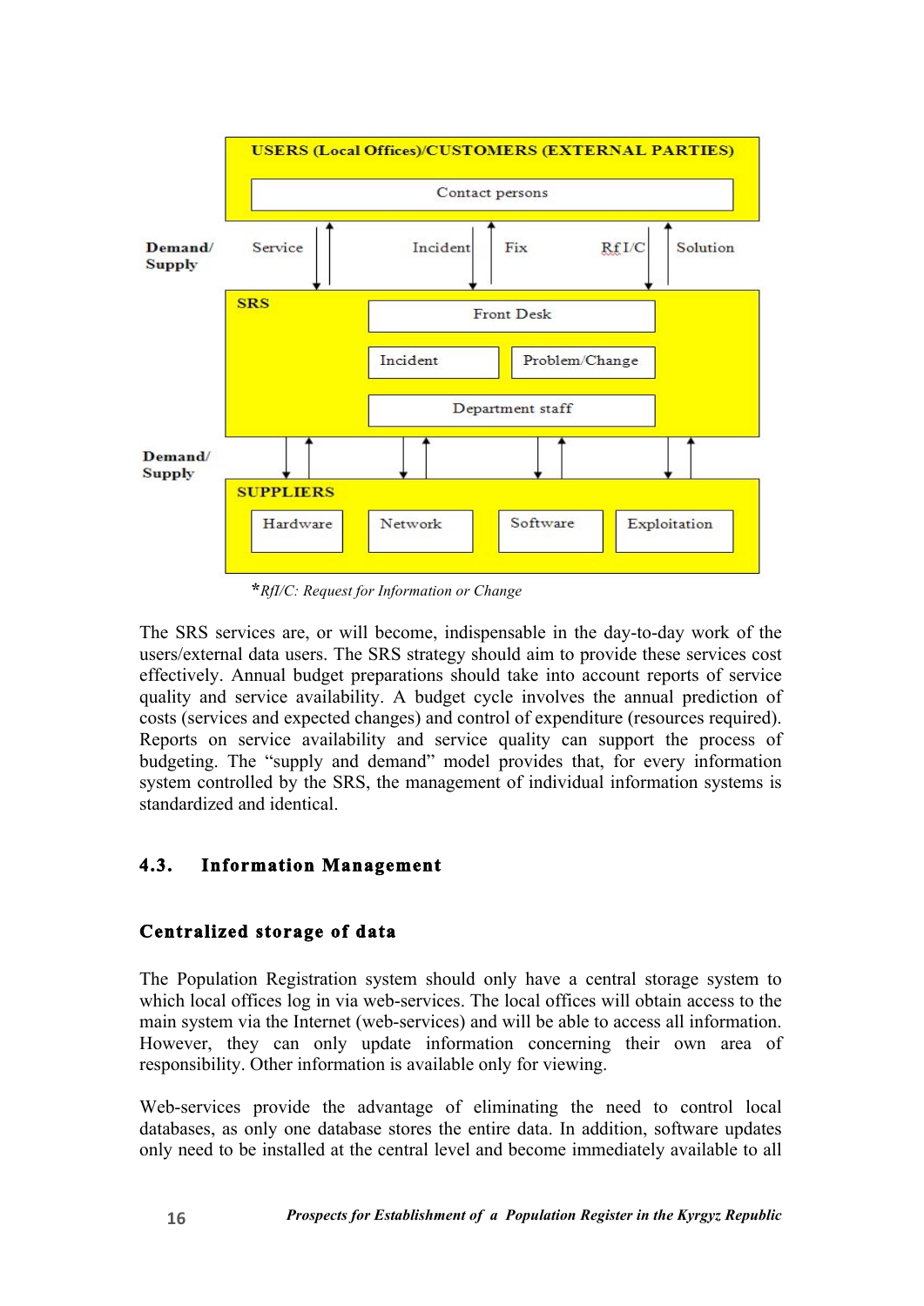USERS (Local Offices)/CUSTOMERS (EXTERNAL PARTIES)

Contact persons

Demand/ Supply — Service | Incident | Fix | RfI/C | Solution

SRS

Front Desk

Incident | Problem/Change

Department staff

Demand/ Supply

SUPPLIERS

Hardware | Network | Software | Exploitation

**RfI/C: Request for Information or Change*

The SRS services are, or will become, indispensable in the day-to-day work of the users/external data users. The SRS strategy should aim to provide these services cost effectively. Annual budget preparations should take into account reports of service quality and service availability. A budget cycle involves the annual prediction of costs (services and expected changes) and control of expenditure (resources required). Reports on service availability and service quality can support the process of budgeting. The "supply and demand" model provides that, for every information system controlled by the SRS, the management of individual information systems is standardized and identical.

## 4.3. Information Management

### Centralized storage of data

The Population Registration system should only have a central storage system to which local offices log in via web-services. The local offices will obtain access to the main system via the Internet (web-services) and will be able to access all information. However, they can only update information concerning their own area of responsibility. Other information is available only for viewing.

Web-services provide the advantage of eliminating the need to control local databases, as only one database stores the entire data. In addition, software updates only need to be installed at the central level and become immediately available to all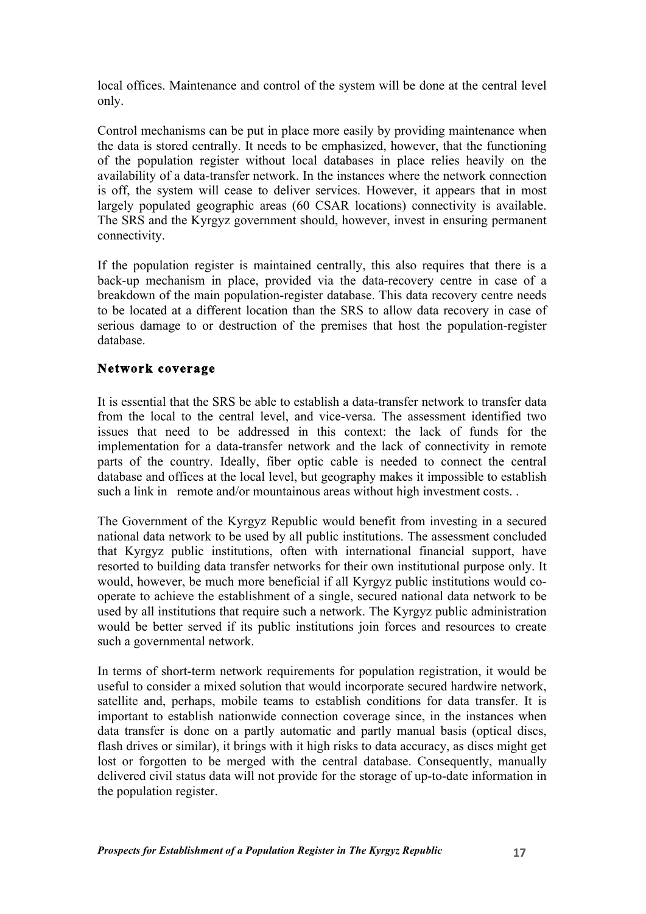local offices. Maintenance and control of the system will be done at the central level only.

Control mechanisms can be put in place more easily by providing maintenance when the data is stored centrally. It needs to be emphasized, however, that the functioning of the population register without local databases in place relies heavily on the availability of a data-transfer network. In the instances where the network connection is off, the system will cease to deliver services. However, it appears that in most largely populated geographic areas (60 CSAR locations) connectivity is available. The SRS and the Kyrgyz government should, however, invest in ensuring permanent connectivity.

If the population register is maintained centrally, this also requires that there is a back-up mechanism in place, provided via the data-recovery centre in case of a breakdown of the main population-register database. This data recovery centre needs to be located at a different location than the SRS to allow data recovery in case of serious damage to or destruction of the premises that host the population-register database.

### Network coverage

It is essential that the SRS be able to establish a data-transfer network to transfer data from the local to the central level, and vice-versa. The assessment identified two issues that need to be addressed in this context: the lack of funds for the implementation for a data-transfer network and the lack of connectivity in remote parts of the country. Ideally, fiber optic cable is needed to connect the central database and offices at the local level, but geography makes it impossible to establish such a link in remote and/or mountainous areas without high investment costs. .

The Government of the Kyrgyz Republic would benefit from investing in a secured national data network to be used by all public institutions. The assessment concluded that Kyrgyz public institutions, often with international financial support, have resorted to building data transfer networks for their own institutional purpose only. It would, however, be much more beneficial if all Kyrgyz public institutions would co-operate to achieve the establishment of a single, secured national data network to be used by all institutions that require such a network. The Kyrgyz public administration would be better served if its public institutions join forces and resources to create such a governmental network.

In terms of short-term network requirements for population registration, it would be useful to consider a mixed solution that would incorporate secured hardwire network, satellite and, perhaps, mobile teams to establish conditions for data transfer. It is important to establish nationwide connection coverage since, in the instances when data transfer is done on a partly automatic and partly manual basis (optical discs, flash drives or similar), it brings with it high risks to data accuracy, as discs might get lost or forgotten to be merged with the central database. Consequently, manually delivered civil status data will not provide for the storage of up-to-date information in the population register.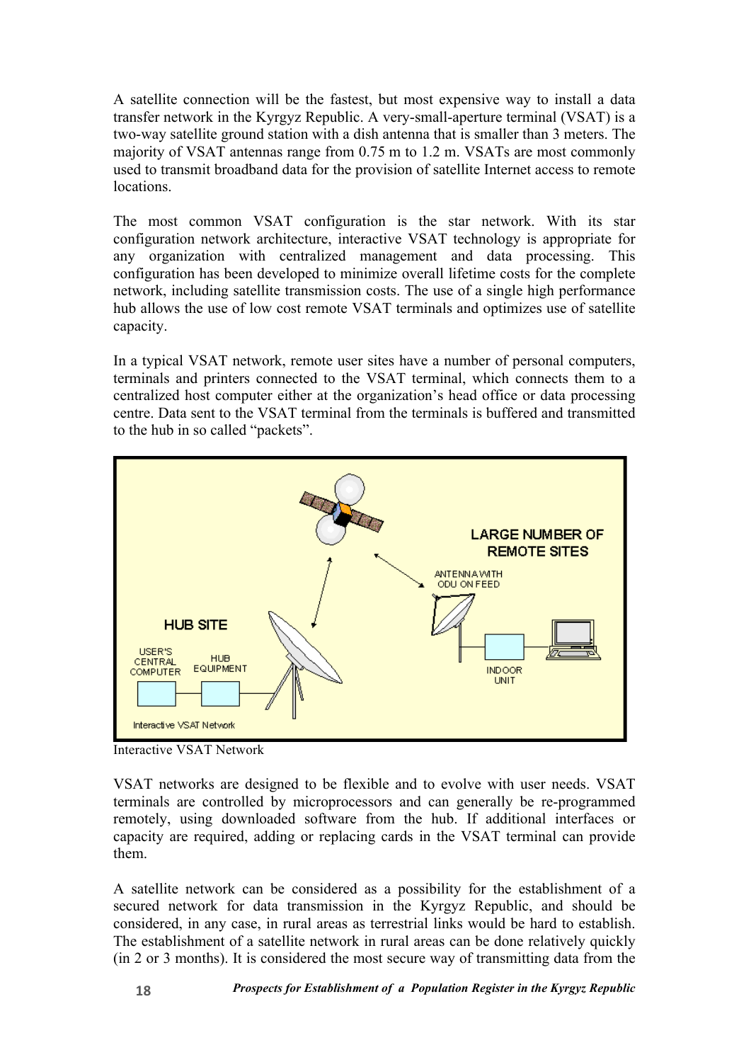A satellite connection will be the fastest, but most expensive way to install a data transfer network in the Kyrgyz Republic. A very-small-aperture terminal (VSAT) is a two-way satellite ground station with a dish antenna that is smaller than 3 meters. The majority of VSAT antennas range from 0.75 m to 1.2 m. VSATs are most commonly used to transmit broadband data for the provision of satellite Internet access to remote locations.

The most common VSAT configuration is the star network. With its star configuration network architecture, interactive VSAT technology is appropriate for any organization with centralized management and data processing. This configuration has been developed to minimize overall lifetime costs for the complete network, including satellite transmission costs. The use of a single high performance hub allows the use of low cost remote VSAT terminals and optimizes use of satellite capacity.

In a typical VSAT network, remote user sites have a number of personal computers, terminals and printers connected to the VSAT terminal, which connects them to a centralized host computer either at the organization's head office or data processing centre. Data sent to the VSAT terminal from the terminals is buffered and transmitted to the hub in so called "packets".

Interactive VSAT Network

VSAT networks are designed to be flexible and to evolve with user needs. VSAT terminals are controlled by microprocessors and can generally be re-programmed remotely, using downloaded software from the hub. If additional interfaces or capacity are required, adding or replacing cards in the VSAT terminal can provide them.

A satellite network can be considered as a possibility for the establishment of a secured network for data transmission in the Kyrgyz Republic, and should be considered, in any case, in rural areas as terrestrial links would be hard to establish. The establishment of a satellite network in rural areas can be done relatively quickly (in 2 or 3 months). It is considered the most secure way of transmitting data from the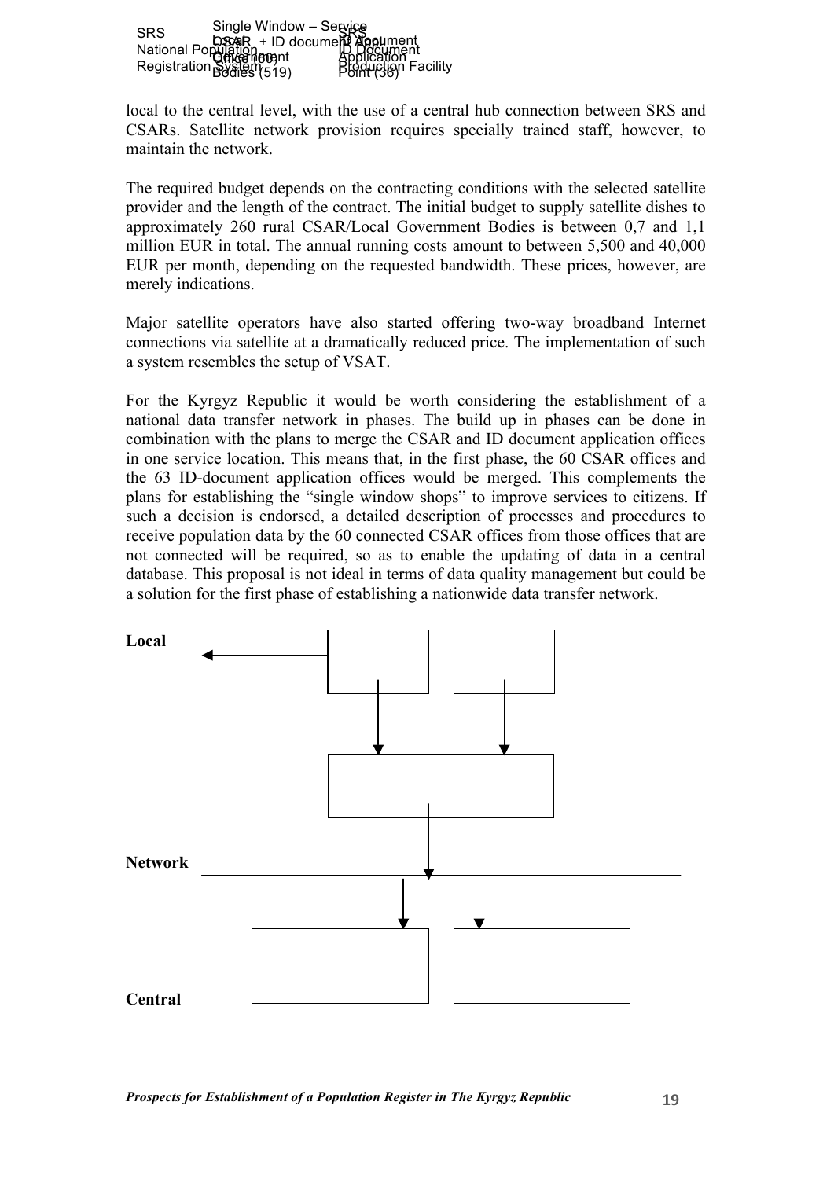local to the central level, with the use of a central hub connection between SRS and CSARs. Satellite network provision requires specially trained staff, however, to maintain the network.

The required budget depends on the contracting conditions with the selected satellite provider and the length of the contract. The initial budget to supply satellite dishes to approximately 260 rural CSAR/Local Government Bodies is between 0,7 and 1,1 million EUR in total. The annual running costs amount to between 5,500 and 40,000 EUR per month, depending on the requested bandwidth. These prices, however, are merely indications.

Major satellite operators have also started offering two-way broadband Internet connections via satellite at a dramatically reduced price. The implementation of such a system resembles the setup of VSAT.

For the Kyrgyz Republic it would be worth considering the establishment of a national data transfer network in phases. The build up in phases can be done in combination with the plans to merge the CSAR and ID document application offices in one service location. This means that, in the first phase, the 60 CSAR offices and the 63 ID-document application offices would be merged. This complements the plans for establishing the "single window shops" to improve services to citizens. If such a decision is endorsed, a detailed description of processes and procedures to receive population data by the 60 connected CSAR offices from those offices that are not connected will be required, so as to enable the updating of data in a central database. This proposal is not ideal in terms of data quality management but could be a solution for the first phase of establishing a nationwide data transfer network.

Local

Local Government Bodies (519)

SRS ID Document Application Point (36)

Single Window – Service CSAR + ID document Application Office (60)

Network

Central

SRS National Population Registration System

SRS ID Document Production Facility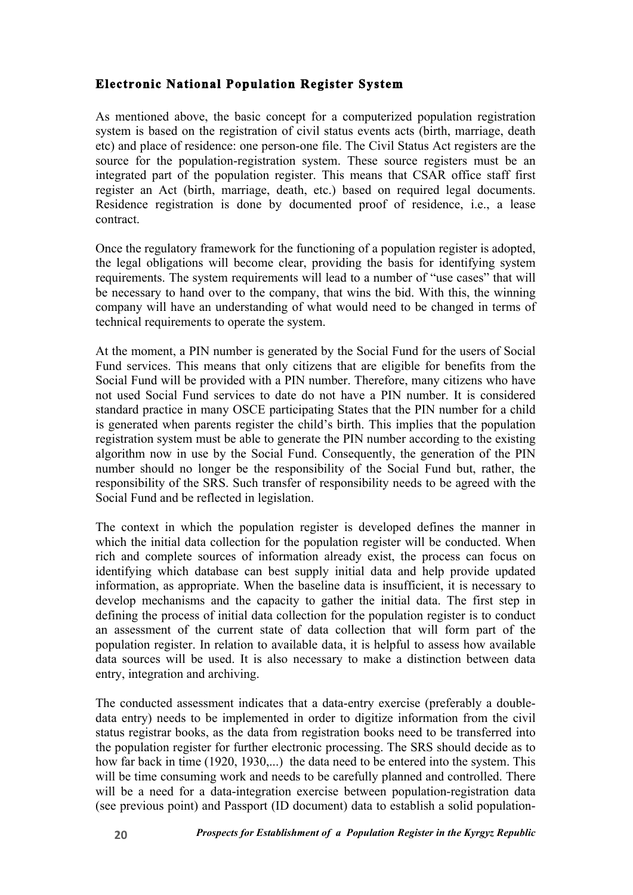### Electronic National Population Register System

As mentioned above, the basic concept for a computerized population registration system is based on the registration of civil status events acts (birth, marriage, death etc) and place of residence: one person-one file. The Civil Status Act registers are the source for the population-registration system. These source registers must be an integrated part of the population register. This means that CSAR office staff first register an Act (birth, marriage, death, etc.) based on required legal documents. Residence registration is done by documented proof of residence, i.e., a lease contract.

Once the regulatory framework for the functioning of a population register is adopted, the legal obligations will become clear, providing the basis for identifying system requirements. The system requirements will lead to a number of "use cases" that will be necessary to hand over to the company, that wins the bid. With this, the winning company will have an understanding of what would need to be changed in terms of technical requirements to operate the system.

At the moment, a PIN number is generated by the Social Fund for the users of Social Fund services. This means that only citizens that are eligible for benefits from the Social Fund will be provided with a PIN number. Therefore, many citizens who have not used Social Fund services to date do not have a PIN number. It is considered standard practice in many OSCE participating States that the PIN number for a child is generated when parents register the child's birth. This implies that the population registration system must be able to generate the PIN number according to the existing algorithm now in use by the Social Fund. Consequently, the generation of the PIN number should no longer be the responsibility of the Social Fund but, rather, the responsibility of the SRS. Such transfer of responsibility needs to be agreed with the Social Fund and be reflected in legislation.

The context in which the population register is developed defines the manner in which the initial data collection for the population register will be conducted. When rich and complete sources of information already exist, the process can focus on identifying which database can best supply initial data and help provide updated information, as appropriate. When the baseline data is insufficient, it is necessary to develop mechanisms and the capacity to gather the initial data. The first step in defining the process of initial data collection for the population register is to conduct an assessment of the current state of data collection that will form part of the population register. In relation to available data, it is helpful to assess how available data sources will be used. It is also necessary to make a distinction between data entry, integration and archiving.

The conducted assessment indicates that a data-entry exercise (preferably a double-data entry) needs to be implemented in order to digitize information from the civil status registrar books, as the data from registration books need to be transferred into the population register for further electronic processing. The SRS should decide as to how far back in time (1920, 1930,...) the data need to be entered into the system. This will be time consuming work and needs to be carefully planned and controlled. There will be a need for a data-integration exercise between population-registration data (see previous point) and Passport (ID document) data to establish a solid population-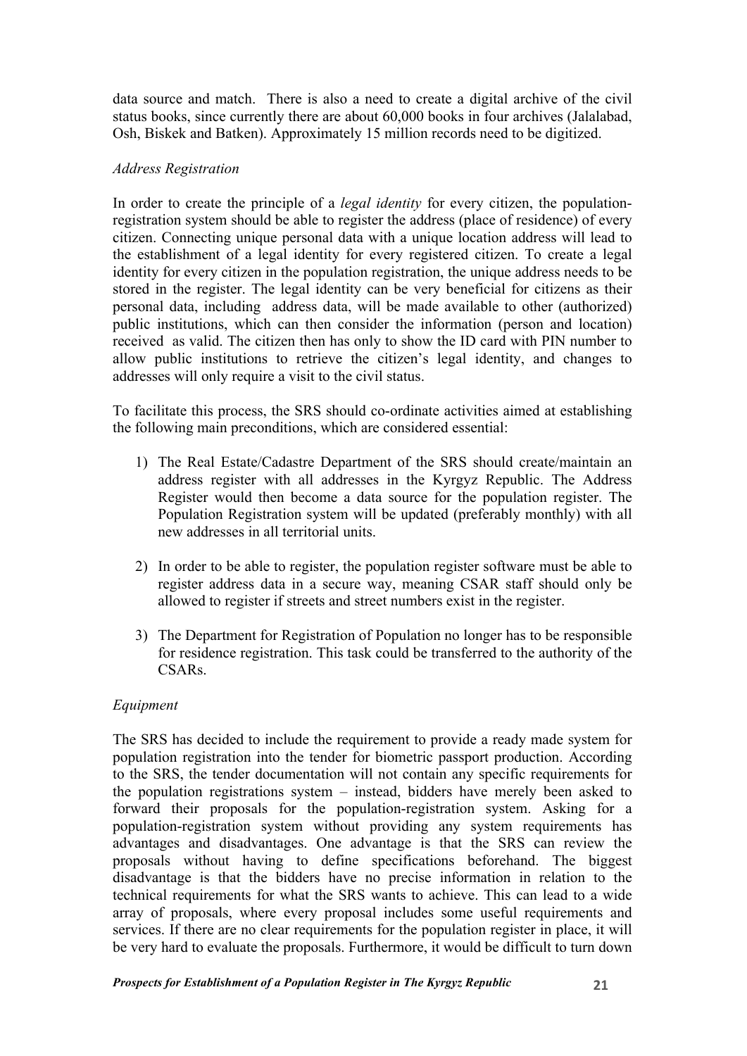data source and match. There is also a need to create a digital archive of the civil status books, since currently there are about 60,000 books in four archives (Jalalabad, Osh, Biskek and Batken). Approximately 15 million records need to be digitized.

*Address Registration*

In order to create the principle of a *legal identity* for every citizen, the population-registration system should be able to register the address (place of residence) of every citizen. Connecting unique personal data with a unique location address will lead to the establishment of a legal identity for every registered citizen. To create a legal identity for every citizen in the population registration, the unique address needs to be stored in the register. The legal identity can be very beneficial for citizens as their personal data, including address data, will be made available to other (authorized) public institutions, which can then consider the information (person and location) received as valid. The citizen then has only to show the ID card with PIN number to allow public institutions to retrieve the citizen's legal identity, and changes to addresses will only require a visit to the civil status.

To facilitate this process, the SRS should co-ordinate activities aimed at establishing the following main preconditions, which are considered essential:

1) The Real Estate/Cadastre Department of the SRS should create/maintain an address register with all addresses in the Kyrgyz Republic. The Address Register would then become a data source for the population register. The Population Registration system will be updated (preferably monthly) with all new addresses in all territorial units.

2) In order to be able to register, the population register software must be able to register address data in a secure way, meaning CSAR staff should only be allowed to register if streets and street numbers exist in the register.

3) The Department for Registration of Population no longer has to be responsible for residence registration. This task could be transferred to the authority of the CSARs.

*Equipment*

The SRS has decided to include the requirement to provide a ready made system for population registration into the tender for biometric passport production. According to the SRS, the tender documentation will not contain any specific requirements for the population registrations system – instead, bidders have merely been asked to forward their proposals for the population-registration system. Asking for a population-registration system without providing any system requirements has advantages and disadvantages. One advantage is that the SRS can review the proposals without having to define specifications beforehand. The biggest disadvantage is that the bidders have no precise information in relation to the technical requirements for what the SRS wants to achieve. This can lead to a wide array of proposals, where every proposal includes some useful requirements and services. If there are no clear requirements for the population register in place, it will be very hard to evaluate the proposals. Furthermore, it would be difficult to turn down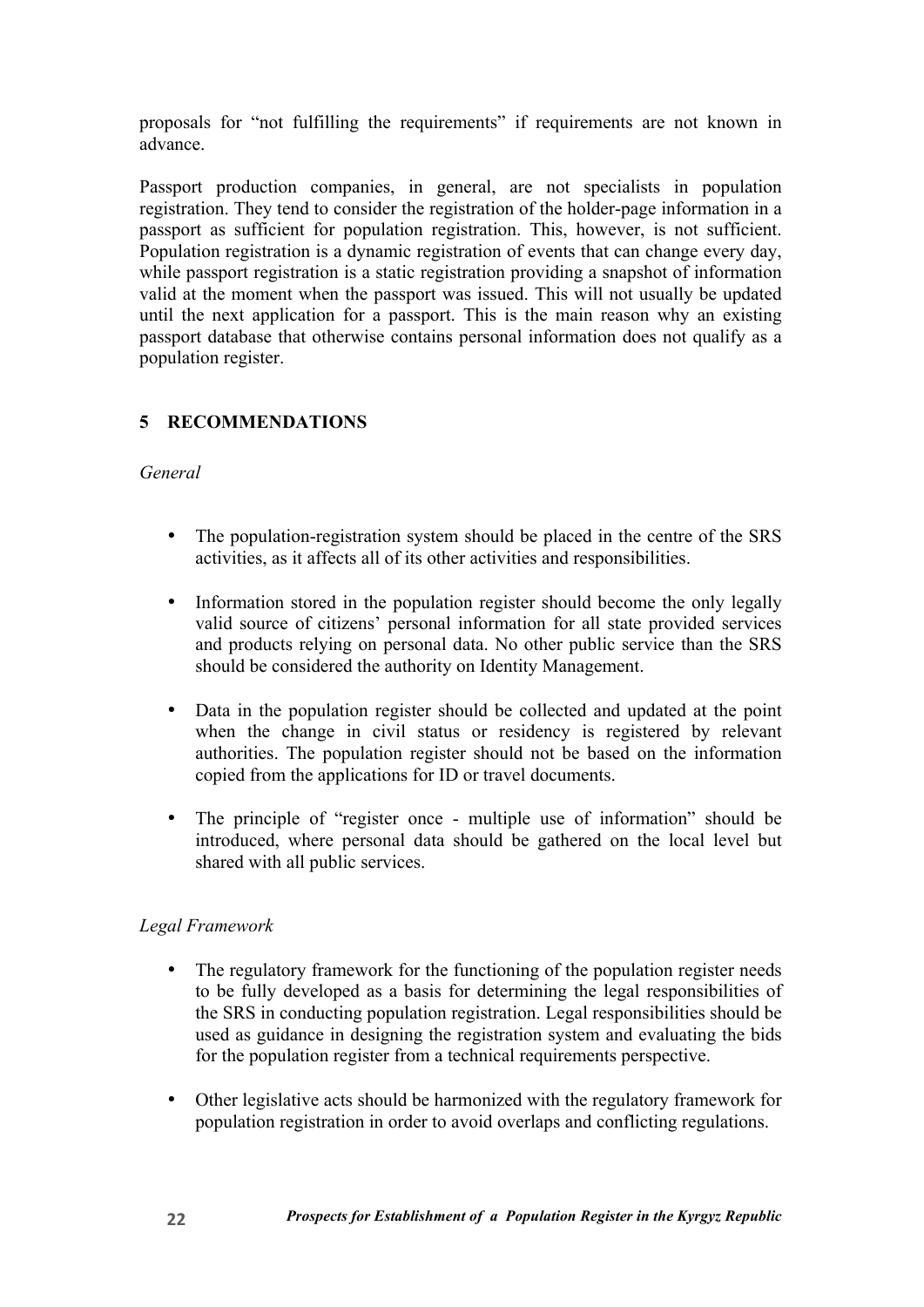proposals for "not fulfilling the requirements" if requirements are not known in advance.

Passport production companies, in general, are not specialists in population registration. They tend to consider the registration of the holder-page information in a passport as sufficient for population registration. This, however, is not sufficient. Population registration is a dynamic registration of events that can change every day, while passport registration is a static registration providing a snapshot of information valid at the moment when the passport was issued. This will not usually be updated until the next application for a passport. This is the main reason why an existing passport database that otherwise contains personal information does not qualify as a population register.

## 5 RECOMMENDATIONS

*General*

- The population-registration system should be placed in the centre of the SRS activities, as it affects all of its other activities and responsibilities.
- Information stored in the population register should become the only legally valid source of citizens' personal information for all state provided services and products relying on personal data. No other public service than the SRS should be considered the authority on Identity Management.
- Data in the population register should be collected and updated at the point when the change in civil status or residency is registered by relevant authorities. The population register should not be based on the information copied from the applications for ID or travel documents.
- The principle of "register once - multiple use of information" should be introduced, where personal data should be gathered on the local level but shared with all public services.

*Legal Framework*

- The regulatory framework for the functioning of the population register needs to be fully developed as a basis for determining the legal responsibilities of the SRS in conducting population registration. Legal responsibilities should be used as guidance in designing the registration system and evaluating the bids for the population register from a technical requirements perspective.
- Other legislative acts should be harmonized with the regulatory framework for population registration in order to avoid overlaps and conflicting regulations.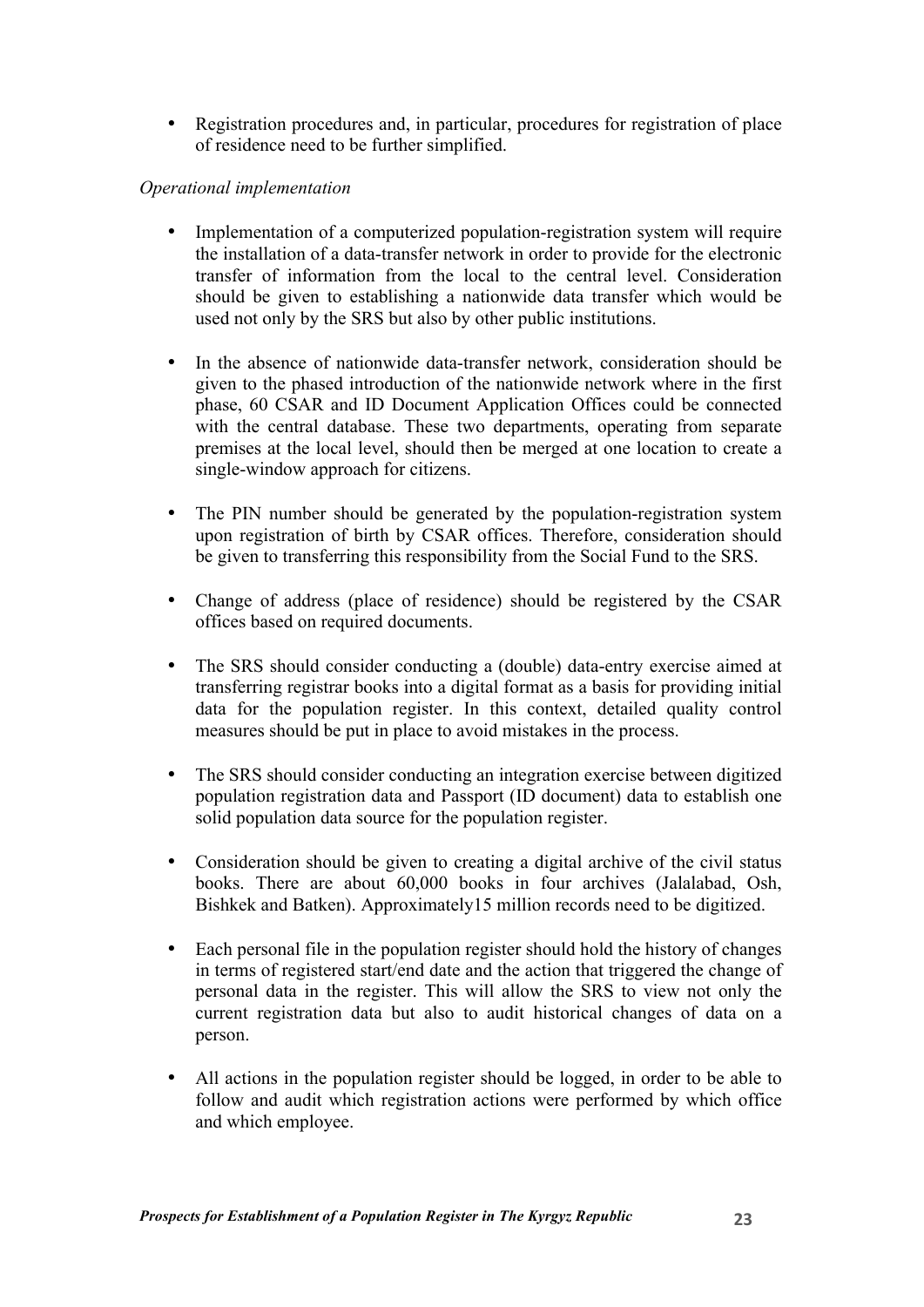- Registration procedures and, in particular, procedures for registration of place of residence need to be further simplified.

*Operational implementation*

- Implementation of a computerized population-registration system will require the installation of a data-transfer network in order to provide for the electronic transfer of information from the local to the central level. Consideration should be given to establishing a nationwide data transfer which would be used not only by the SRS but also by other public institutions.

- In the absence of nationwide data-transfer network, consideration should be given to the phased introduction of the nationwide network where in the first phase, 60 CSAR and ID Document Application Offices could be connected with the central database. These two departments, operating from separate premises at the local level, should then be merged at one location to create a single-window approach for citizens.

- The PIN number should be generated by the population-registration system upon registration of birth by CSAR offices. Therefore, consideration should be given to transferring this responsibility from the Social Fund to the SRS.

- Change of address (place of residence) should be registered by the CSAR offices based on required documents.

- The SRS should consider conducting a (double) data-entry exercise aimed at transferring registrar books into a digital format as a basis for providing initial data for the population register. In this context, detailed quality control measures should be put in place to avoid mistakes in the process.

- The SRS should consider conducting an integration exercise between digitized population registration data and Passport (ID document) data to establish one solid population data source for the population register.

- Consideration should be given to creating a digital archive of the civil status books. There are about 60,000 books in four archives (Jalalabad, Osh, Bishkek and Batken). Approximately15 million records need to be digitized.

- Each personal file in the population register should hold the history of changes in terms of registered start/end date and the action that triggered the change of personal data in the register. This will allow the SRS to view not only the current registration data but also to audit historical changes of data on a person.

- All actions in the population register should be logged, in order to be able to follow and audit which registration actions were performed by which office and which employee.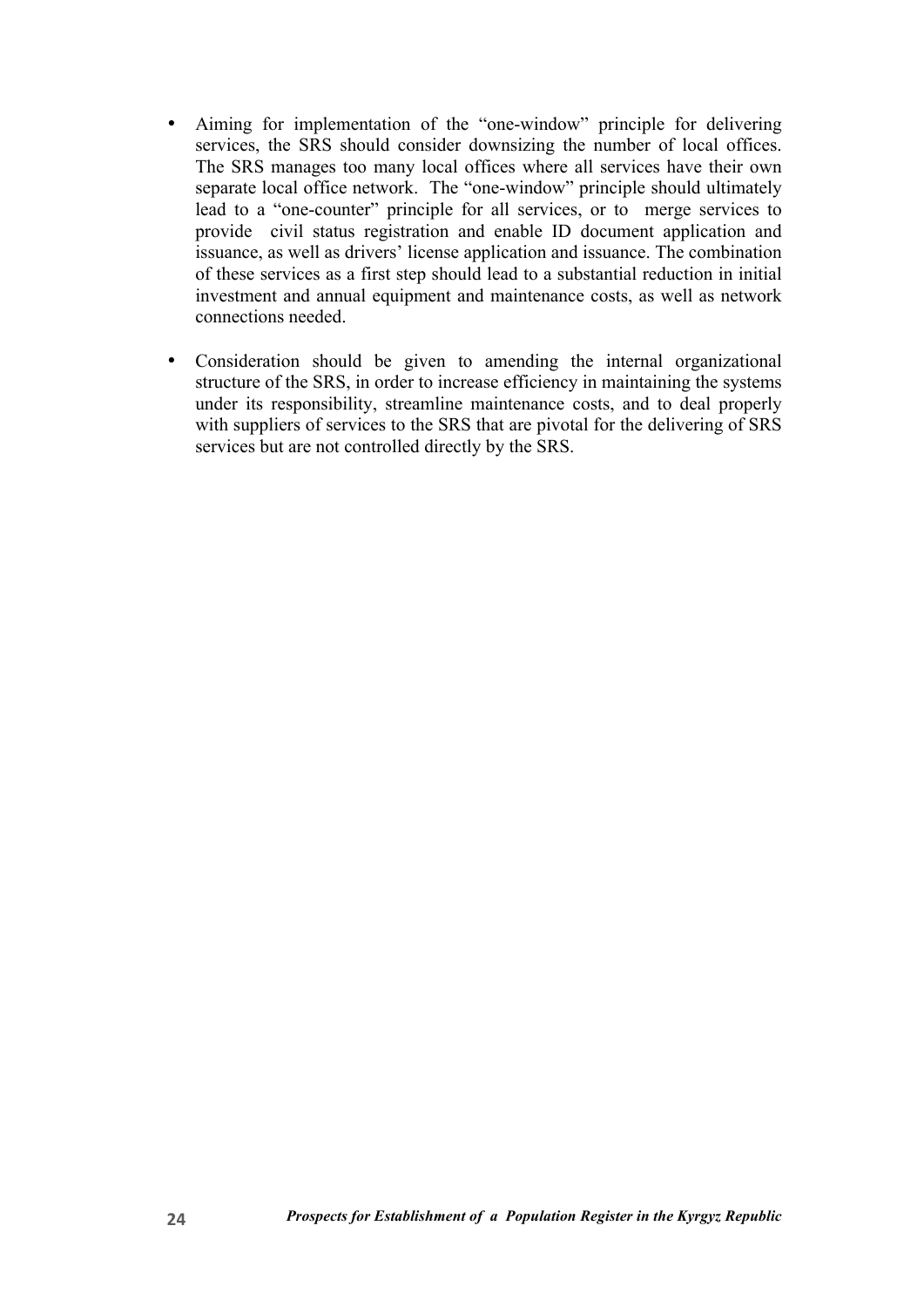- Aiming for implementation of the "one-window" principle for delivering services, the SRS should consider downsizing the number of local offices. The SRS manages too many local offices where all services have their own separate local office network. The "one-window" principle should ultimately lead to a "one-counter" principle for all services, or to merge services to provide civil status registration and enable ID document application and issuance, as well as drivers' license application and issuance. The combination of these services as a first step should lead to a substantial reduction in initial investment and annual equipment and maintenance costs, as well as network connections needed.
- Consideration should be given to amending the internal organizational structure of the SRS, in order to increase efficiency in maintaining the systems under its responsibility, streamline maintenance costs, and to deal properly with suppliers of services to the SRS that are pivotal for the delivering of SRS services but are not controlled directly by the SRS.